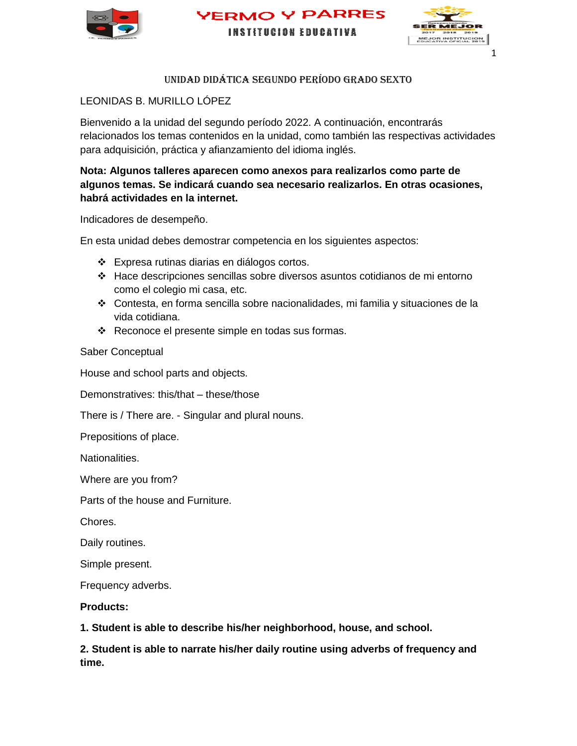# UNIDAD DIDÁCTICA SEGUNDO PERÍODO GRADO SEXTO

LEONIDAS B. MURILLO LÓPEZ

Bienvenido a la unidad del segundo período 2022. A continuación, encontrarás relacionados los temas contenidos en la unidad, como también las respectivas actividades para adquisición, práctica y afianzamiento del idioma inglés.

**Nota: Algunos talleres aparecen como anexos para realizarlos como parte de algunos temas. Se indicará cuando sea necesario realizarlos. En otras ocasiones, habrá actividades en la internet.**

Indicadores de desempeño.

En esta unidad debes demostrar competencia en los siguientes aspectos:

- Expresa rutinas diarias en diálogos cortos.
- Hace descripciones sencillas sobre diversos asuntos cotidianos de mi entorno como el colegio mi casa, etc.
- Contesta, en forma sencilla sobre nacionalidades, mi familia y situaciones de la vida cotidiana.
- Reconoce el presente simple en todas sus formas.

Saber Conceptual

House and school parts and objects.

Demonstratives: this/that – these/those

There is / There are. - Singular and plural nouns.

Prepositions of place.

Nationalities.

Where are you from?

Parts of the house and Furniture.

Chores.

Daily routines.

Simple present.

Frequency adverbs.

**Products:**

**1. Student is able to describe his/her neighborhood, house, and school.**

**2. Student is able to narrate his/her daily routine using adverbs of frequency and time.**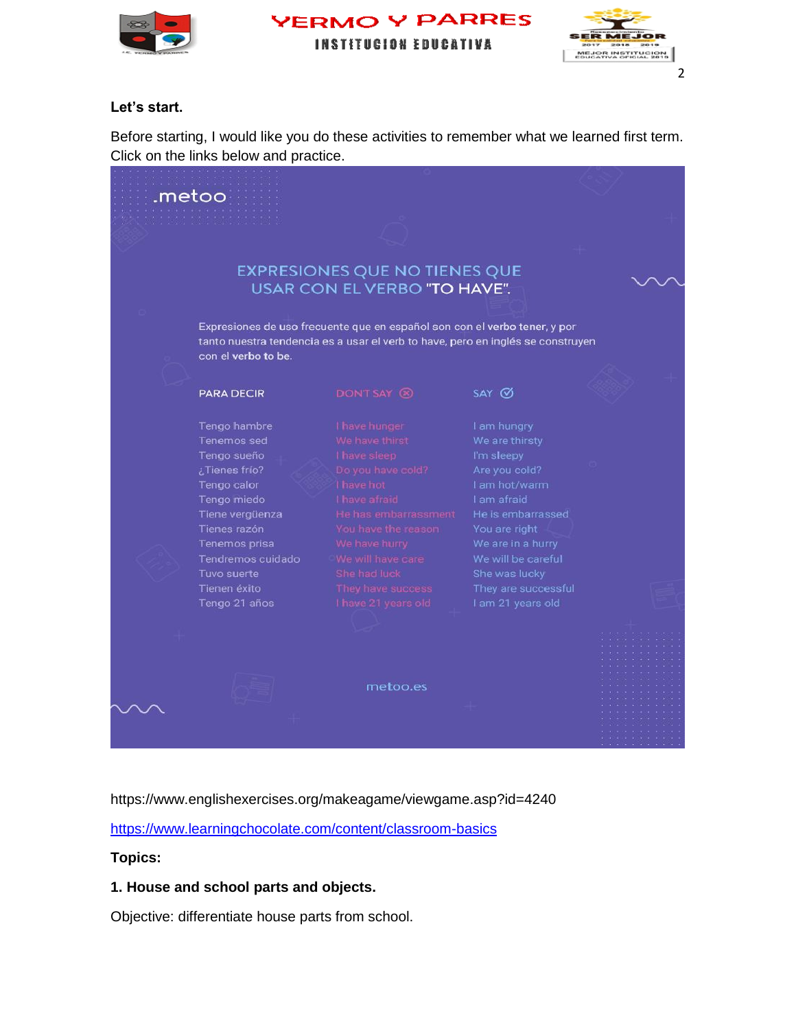**Let's start.**

Before starting, I would like you do these activities to remember what we learned first term. Click on the links below and practice.

.metoo

## EXPRESIONES QUE NO TIENES QUE USAR CON EL VERBO "TO HAVE".

Expresiones de uso frecuente que en español son con el **verbo tener**, y por tanto nuestra tendencia es a usar el verb to have, pero en inglés se construyen con el **verbo to be**.

| PARA DECIR | DON'T SAY ⊗ | SAY ☑ |
|---|---|---|
| Tengo hambre | I have hunger | I am hungry |
| Tenemos sed | We have thirst | We are thirsty |
| Tengo sueño | I have sleep | I'm sleepy |
| ¿Tienes frío? | Do you have cold? | Are you cold? |
| Tengo calor | I have hot | I am hot/warm |
| Tengo miedo | I have afraid | I am afraid |
| Tiene vergüenza | He has embarrassment | He is embarrassed |
| Tienes razón | You have the reason | You are right |
| Tenemos prisa | We have hurry | We are in a hurry |
| Tendremos cuidado | We will have care | We will be careful |
| Tuvo suerte | She had luck | She was lucky |
| Tienen éxito | They have success | They are successful |
| Tengo 21 años | I have 21 years old | I am 21 years old |

metoo.es

https://www.englishexercises.org/makeagame/viewgame.asp?id=4240

https://www.learningchocolate.com/content/classroom-basics

**Topics:**

**1. House and school parts and objects.**

Objective: differentiate house parts from school.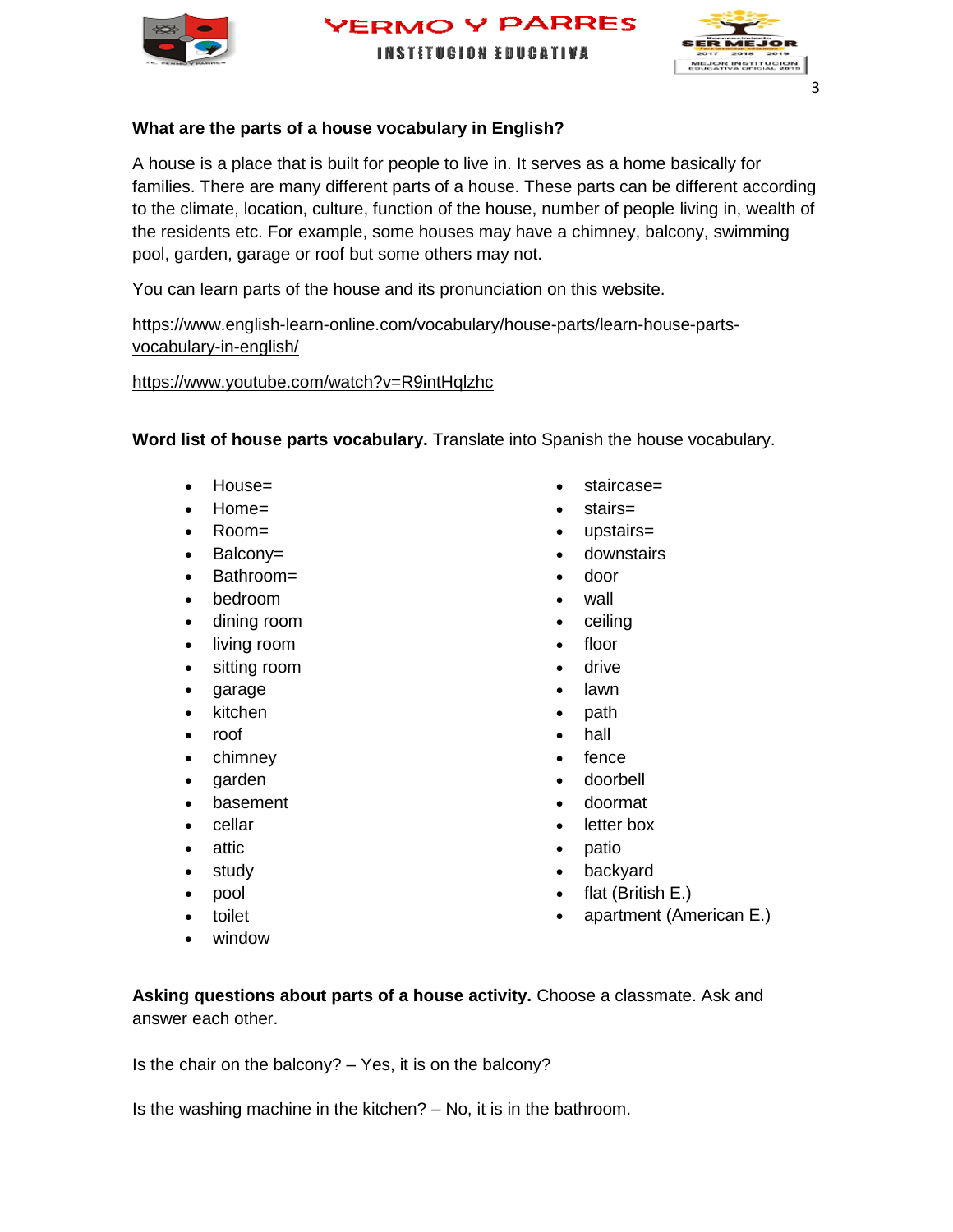**What are the parts of a house vocabulary in English?**

A house is a place that is built for people to live in. It serves as a home basically for families. There are many different parts of a house. These parts can be different according to the climate, location, culture, function of the house, number of people living in, wealth of the residents etc. For example, some houses may have a chimney, balcony, swimming pool, garden, garage or roof but some others may not.

You can learn parts of the house and its pronunciation on this website.

https://www.english-learn-online.com/vocabulary/house-parts/learn-house-parts-vocabulary-in-english/

https://www.youtube.com/watch?v=R9intHqlzhc

**Word list of house parts vocabulary.** Translate into Spanish the house vocabulary.

- House=
- Home=
- Room=
- Balcony=
- Bathroom=
- bedroom
- dining room
- living room
- sitting room
- garage
- kitchen
- roof
- chimney
- garden
- basement
- cellar
- attic
- study
- pool
- toilet
- window
- staircase=
- stairs=
- upstairs=
- downstairs
- door
- wall
- ceiling
- floor
- drive
- lawn
- path
- hall
- fence
- doorbell
- doormat
- letter box
- patio
- backyard
- flat (British E.)
- apartment (American E.)

**Asking questions about parts of a house activity.** Choose a classmate. Ask and answer each other.

Is the chair on the balcony? – Yes, it is on the balcony?

Is the washing machine in the kitchen? – No, it is in the bathroom.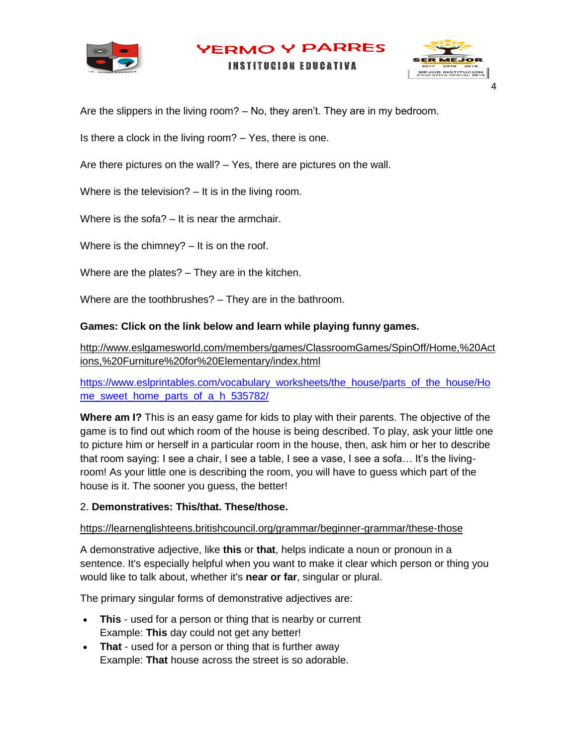Are the slippers in the living room? – No, they aren't. They are in my bedroom.

Is there a clock in the living room? – Yes, there is one.

Are there pictures on the wall? – Yes, there are pictures on the wall.

Where is the television? – It is in the living room.

Where is the sofa? – It is near the armchair.

Where is the chimney? – It is on the roof.

Where are the plates? – They are in the kitchen.

Where are the toothbrushes? – They are in the bathroom.

**Games: Click on the link below and learn while playing funny games.**

http://www.eslgamesworld.com/members/games/ClassroomGames/SpinOff/Home,%20Actions,%20Furniture%20for%20Elementary/index.html

https://www.eslprintables.com/vocabulary_worksheets/the_house/parts_of_the_house/Home_sweet_home_parts_of_a_h_535782/

**Where am I?** This is an easy game for kids to play with their parents. The objective of the game is to find out which room of the house is being described. To play, ask your little one to picture him or herself in a particular room in the house, then, ask him or her to describe that room saying: I see a chair, I see a table, I see a vase, I see a sofa… It's the living-room! As your little one is describing the room, you will have to guess which part of the house is it. The sooner you guess, the better!

2. **Demonstratives: This/that. These/those.**

https://learnenglishteens.britishcouncil.org/grammar/beginner-grammar/these-those

A demonstrative adjective, like **this** or **that**, helps indicate a noun or pronoun in a sentence. It's especially helpful when you want to make it clear which person or thing you would like to talk about, whether it's **near or far**, singular or plural.

The primary singular forms of demonstrative adjectives are:

- **This** - used for a person or thing that is nearby or current
  Example: **This** day could not get any better!
- **That** - used for a person or thing that is further away
  Example: **That** house across the street is so adorable.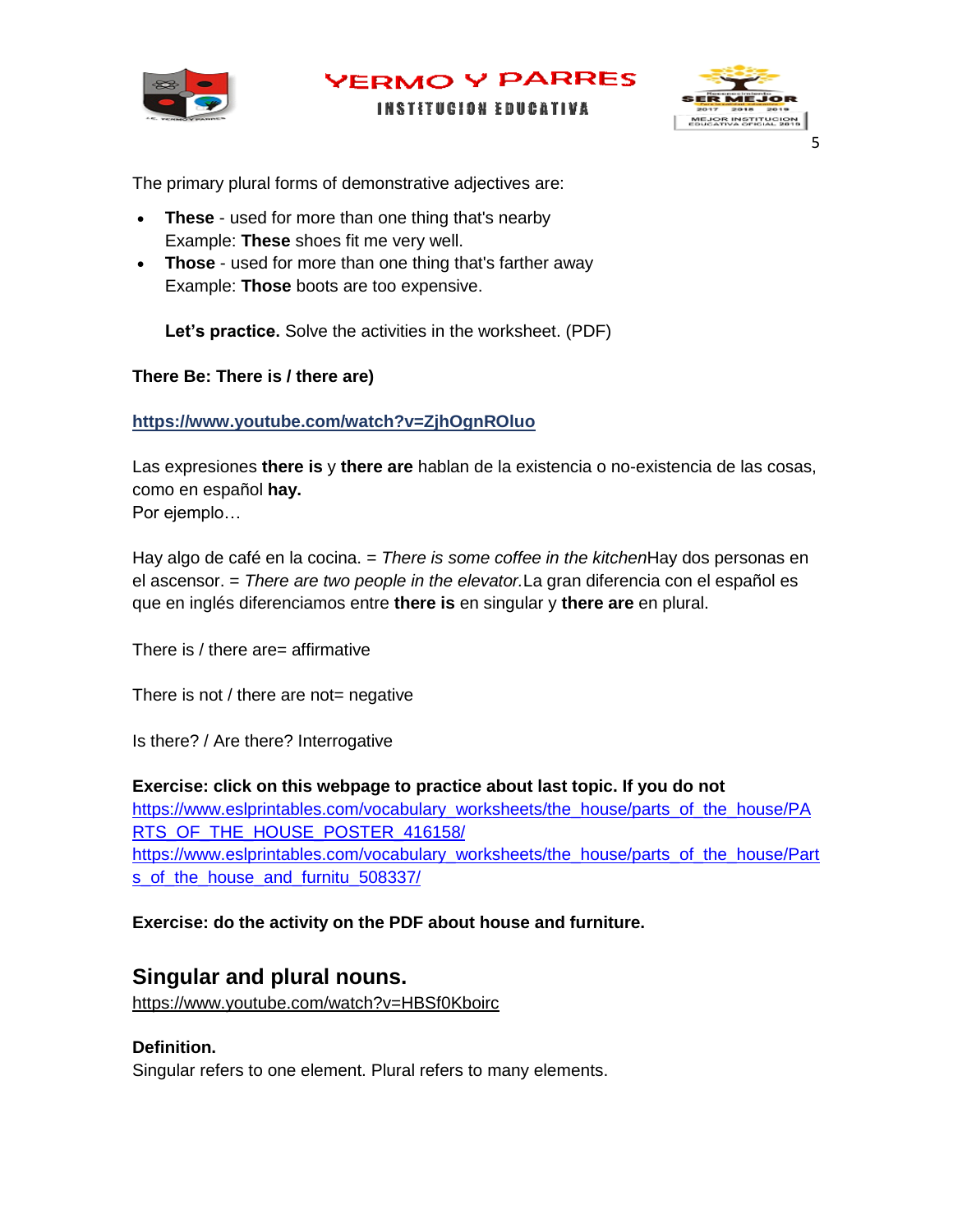The primary plural forms of demonstrative adjectives are:

- **These** - used for more than one thing that's nearby
  Example: **These** shoes fit me very well.
- **Those** - used for more than one thing that's farther away
  Example: **Those** boots are too expensive.

  **Let's practice.** Solve the activities in the worksheet. (PDF)

**There Be: There is / there are)**

**https://www.youtube.com/watch?v=ZjhOgnROluo**

Las expresiones **there is** y **there are** hablan de la existencia o no-existencia de las cosas, como en español **hay.**
Por ejemplo…

Hay algo de café en la cocina. = *There is some coffee in the kitchen*Hay dos personas en el ascensor. = *There are two people in the elevator.*La gran diferencia con el español es que en inglés diferenciamos entre **there is** en singular y **there are** en plural.

There is / there are= affirmative

There is not / there are not= negative

Is there? / Are there? Interrogative

**Exercise: click on this webpage to practice about last topic. If you do not**
https://www.eslprintables.com/vocabulary_worksheets/the_house/parts_of_the_house/PARTS_OF_THE_HOUSE_POSTER_416158/
https://www.eslprintables.com/vocabulary_worksheets/the_house/parts_of_the_house/Parts_of_the_house_and_furnitu_508337/

**Exercise: do the activity on the PDF about house and furniture.**

## Singular and plural nouns.

https://www.youtube.com/watch?v=HBSf0Kboirc

**Definition.**
Singular refers to one element. Plural refers to many elements.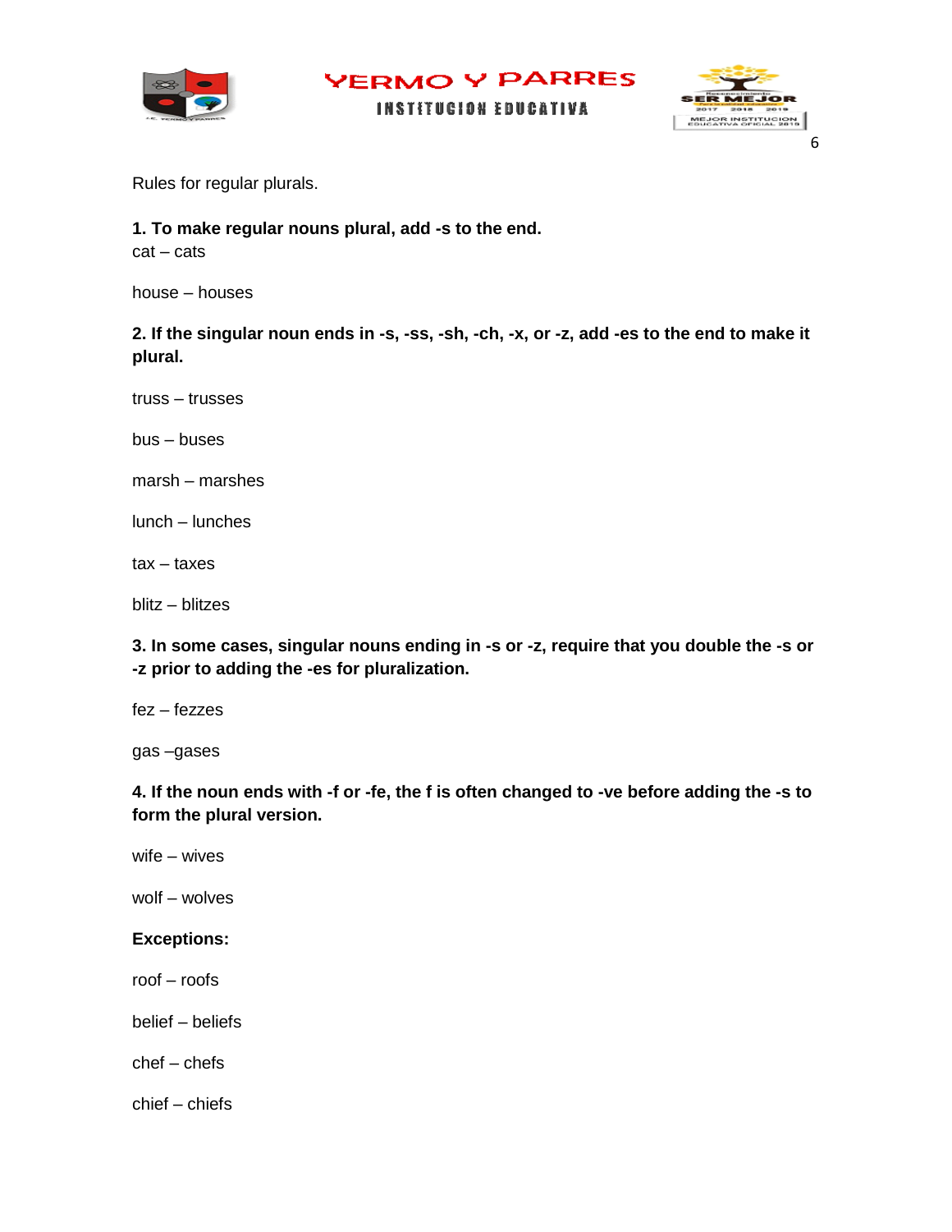Rules for regular plurals.

**1. To make regular nouns plural, add -s to the end.**

cat – cats

house – houses

**2. If the singular noun ends in -s, -ss, -sh, -ch, -x, or -z, add -es to the end to make it plural.**

truss – trusses

bus – buses

marsh – marshes

lunch – lunches

tax – taxes

blitz – blitzes

**3. In some cases, singular nouns ending in -s or -z, require that you double the -s or -z prior to adding the -es for pluralization.**

fez – fezzes

gas –gases

**4. If the noun ends with -f or -fe, the f is often changed to -ve before adding the -s to form the plural version.**

wife – wives

wolf – wolves

**Exceptions:**

roof – roofs

belief – beliefs

chef – chefs

chief – chiefs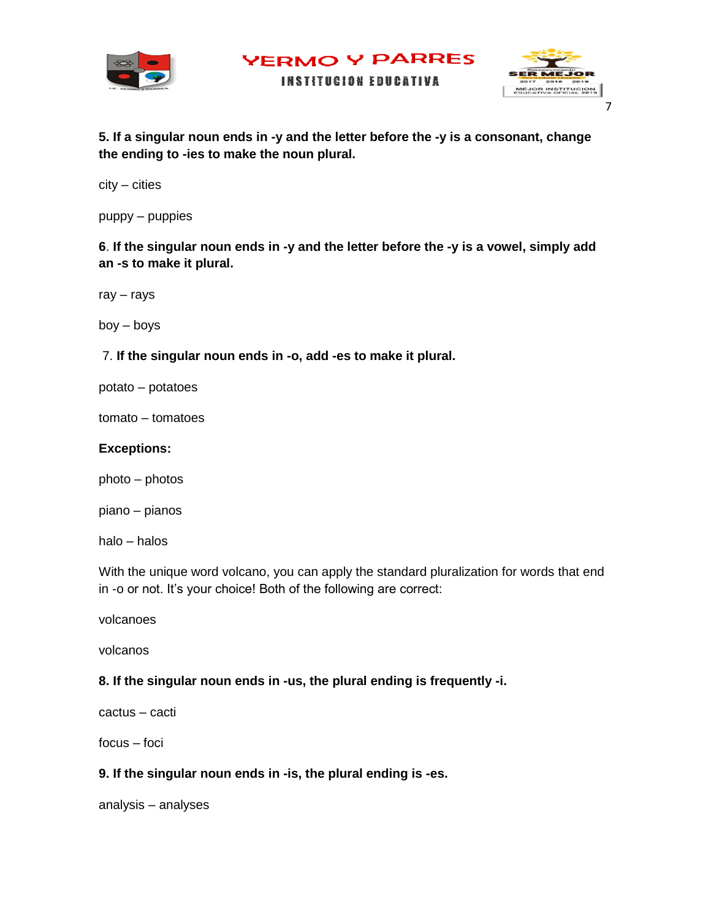**5. If a singular noun ends in -y and the letter before the -y is a consonant, change the ending to -ies to make the noun plural.**

city – cities

puppy – puppies

**6. If the singular noun ends in -y and the letter before the -y is a vowel, simply add an -s to make it plural.**

ray – rays

boy – boys

**7. If the singular noun ends in -o, add -es to make it plural.**

potato – potatoes

tomato – tomatoes

**Exceptions:**

photo – photos

piano – pianos

halo – halos

With the unique word volcano, you can apply the standard pluralization for words that end in -o or not. It's your choice! Both of the following are correct:

volcanoes

volcanos

**8. If the singular noun ends in -us, the plural ending is frequently -i.**

cactus – cacti

focus – foci

**9. If the singular noun ends in -is, the plural ending is -es.**

analysis – analyses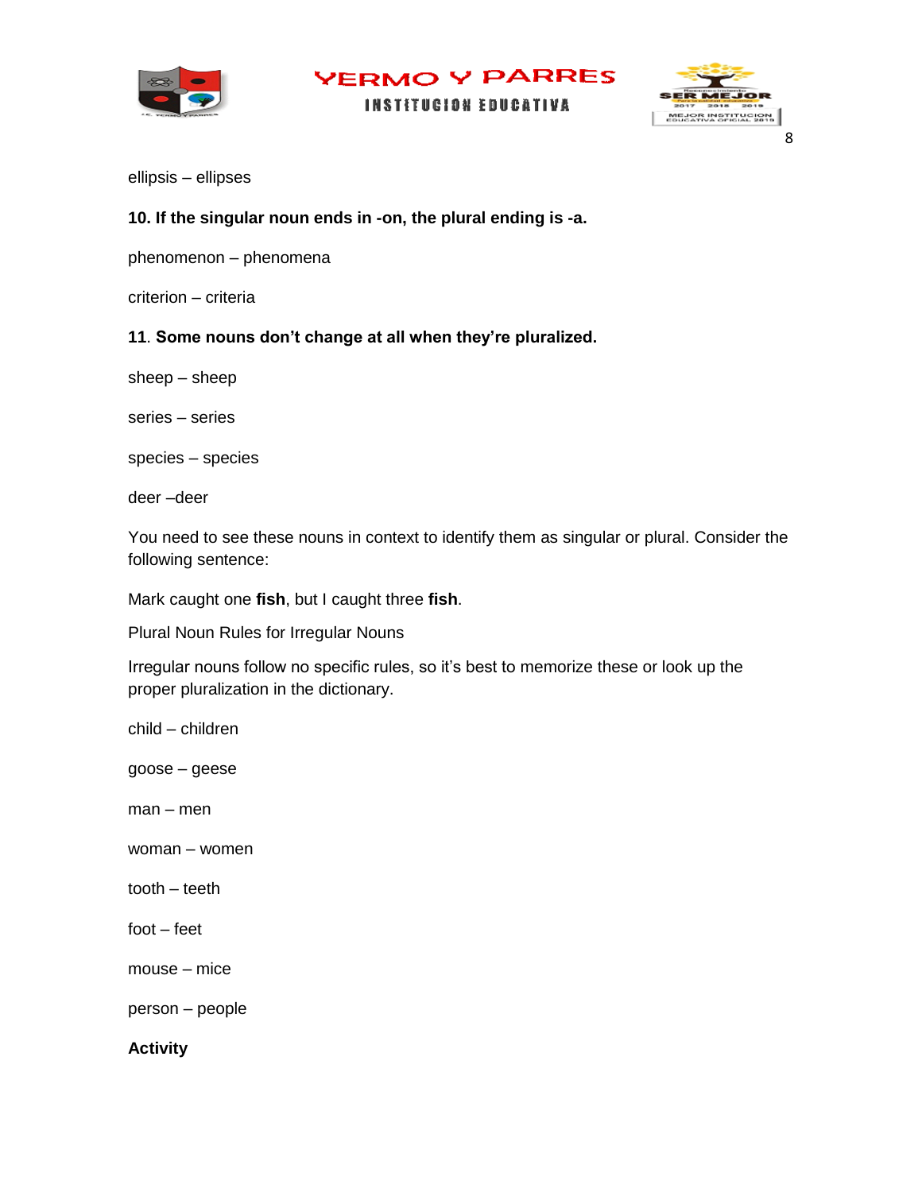ellipsis – ellipses

**10. If the singular noun ends in -on, the plural ending is -a.**

phenomenon – phenomena

criterion – criteria

11. **Some nouns don't change at all when they're pluralized.**

sheep – sheep

series – series

species – species

deer –deer

You need to see these nouns in context to identify them as singular or plural. Consider the following sentence:

Mark caught one **fish**, but I caught three **fish**.

Plural Noun Rules for Irregular Nouns

Irregular nouns follow no specific rules, so it's best to memorize these or look up the proper pluralization in the dictionary.

child – children

goose – geese

man – men

woman – women

tooth – teeth

foot – feet

mouse – mice

person – people

**Activity**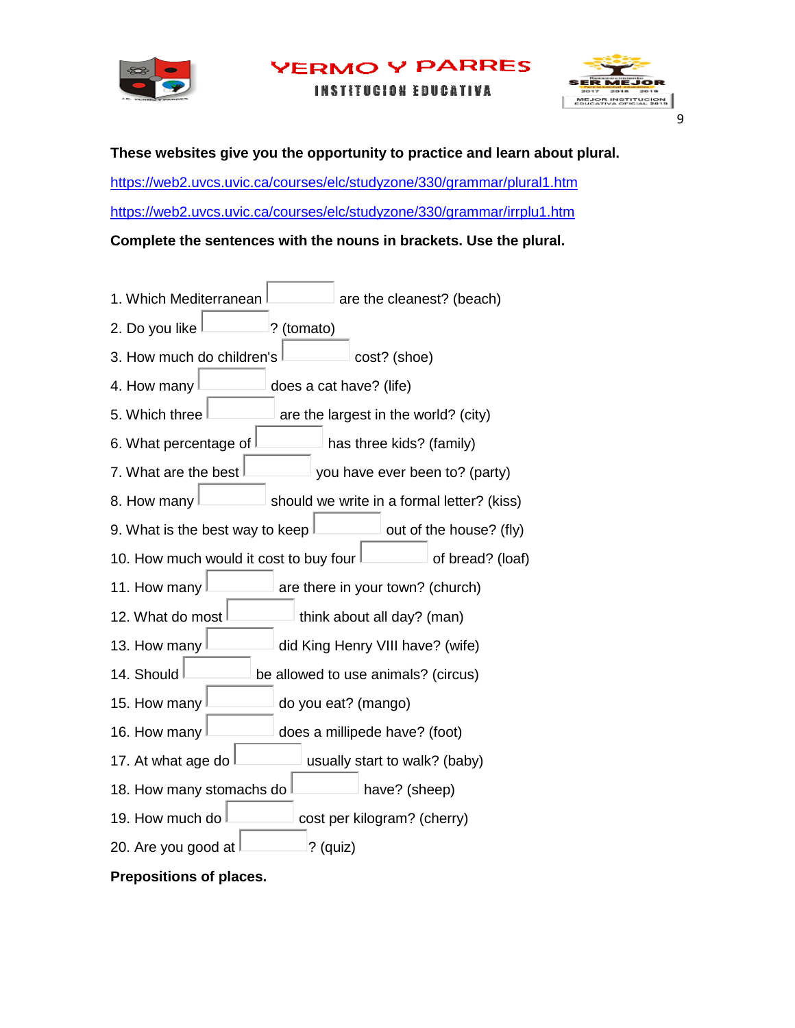**These websites give you the opportunity to practice and learn about plural.**

https://web2.uvcs.uvic.ca/courses/elc/studyzone/330/grammar/plural1.htm

https://web2.uvcs.uvic.ca/courses/elc/studyzone/330/grammar/irrplu1.htm

**Complete the sentences with the nouns in brackets. Use the plural.**

1. Which Mediterranean ______ are the cleanest? (beach)
2. Do you like ______? (tomato)
3. How much do children's ______ cost? (shoe)
4. How many ______ does a cat have? (life)
5. Which three ______ are the largest in the world? (city)
6. What percentage of ______ has three kids? (family)
7. What are the best ______ you have ever been to? (party)
8. How many ______ should we write in a formal letter? (kiss)
9. What is the best way to keep ______ out of the house? (fly)
10. How much would it cost to buy four ______ of bread? (loaf)
11. How many ______ are there in your town? (church)
12. What do most ______ think about all day? (man)
13. How many ______ did King Henry VIII have? (wife)
14. Should ______ be allowed to use animals? (circus)
15. How many ______ do you eat? (mango)
16. How many ______ does a millipede have? (foot)
17. At what age do ______ usually start to walk? (baby)
18. How many stomachs do ______ have? (sheep)
19. How much do ______ cost per kilogram? (cherry)
20. Are you good at ______? (quiz)

**Prepositions of places.**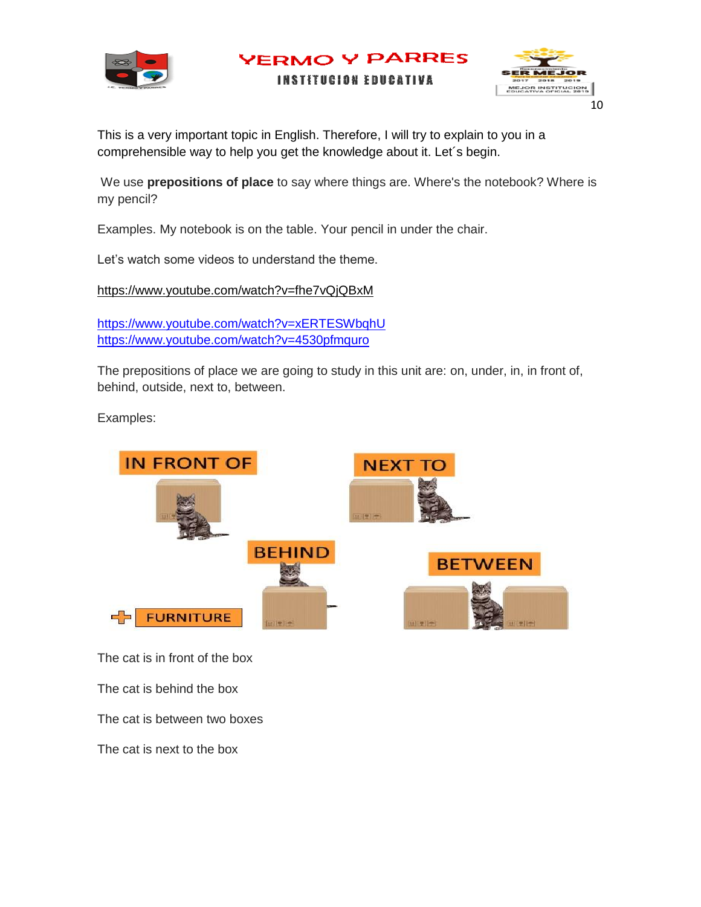This is a very important topic in English. Therefore, I will try to explain to you in a comprehensible way to help you get the knowledge about it. Let´s begin.

We use **prepositions of place** to say where things are. Where's the notebook? Where is my pencil?

Examples. My notebook is on the table. Your pencil in under the chair.

Let's watch some videos to understand the theme.

https://www.youtube.com/watch?v=fhe7vQjQBxM

https://www.youtube.com/watch?v=xERTESWbqhU
https://www.youtube.com/watch?v=4530pfmquro

The prepositions of place we are going to study in this unit are: on, under, in, in front of, behind, outside, next to, between.

Examples:

IN FRONT OF

NEXT TO

BEHIND

BETWEEN

FURNITURE

The cat is in front of the box

The cat is behind the box

The cat is between two boxes

The cat is next to the box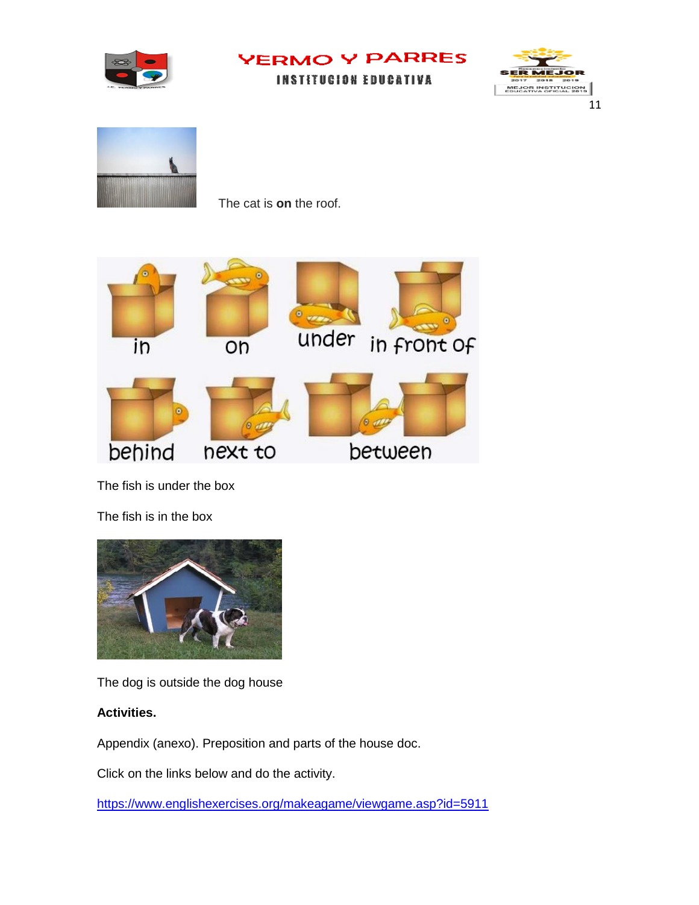The cat is **on** the roof.

The fish is under the box

The fish is in the box

The dog is outside the dog house

**Activities.**

Appendix (anexo). Preposition and parts of the house doc.

Click on the links below and do the activity.

https://www.englishexercises.org/makeagame/viewgame.asp?id=5911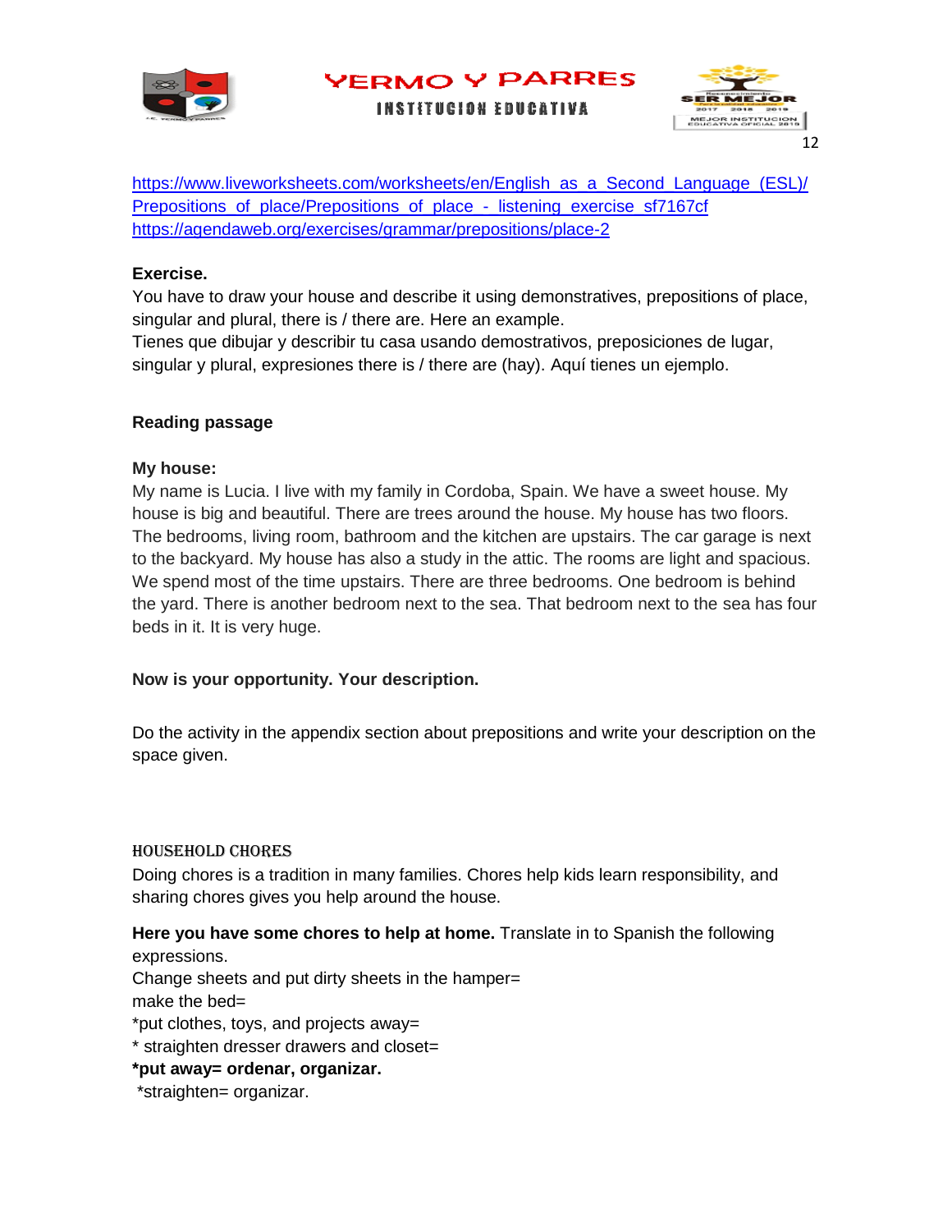https://www.liveworksheets.com/worksheets/en/English_as_a_Second_Language_(ESL)/Prepositions_of_place/Prepositions_of_place_-_listening_exercise_sf7167cf
https://agendaweb.org/exercises/grammar/prepositions/place-2

**Exercise.**

You have to draw your house and describe it using demonstratives, prepositions of place, singular and plural, there is / there are. Here an example.
Tienes que dibujar y describir tu casa usando demostrativos, preposiciones de lugar, singular y plural, expresiones there is / there are (hay). Aquí tienes un ejemplo.

**Reading passage**

**My house:**

My name is Lucia. I live with my family in Cordoba, Spain. We have a sweet house. My house is big and beautiful. There are trees around the house. My house has two floors. The bedrooms, living room, bathroom and the kitchen are upstairs. The car garage is next to the backyard. My house has also a study in the attic. The rooms are light and spacious. We spend most of the time upstairs. There are three bedrooms. One bedroom is behind the yard. There is another bedroom next to the sea. That bedroom next to the sea has four beds in it. It is very huge.

**Now is your opportunity. Your description.**

Do the activity in the appendix section about prepositions and write your description on the space given.

## HOUSEHOLD CHORES

Doing chores is a tradition in many families. Chores help kids learn responsibility, and sharing chores gives you help around the house.

**Here you have some chores to help at home.** Translate in to Spanish the following expressions.
Change sheets and put dirty sheets in the hamper=
make the bed=
*put clothes, toys, and projects away=
* straighten dresser drawers and closet=
**\*put away= ordenar, organizar.**
*straighten= organizar.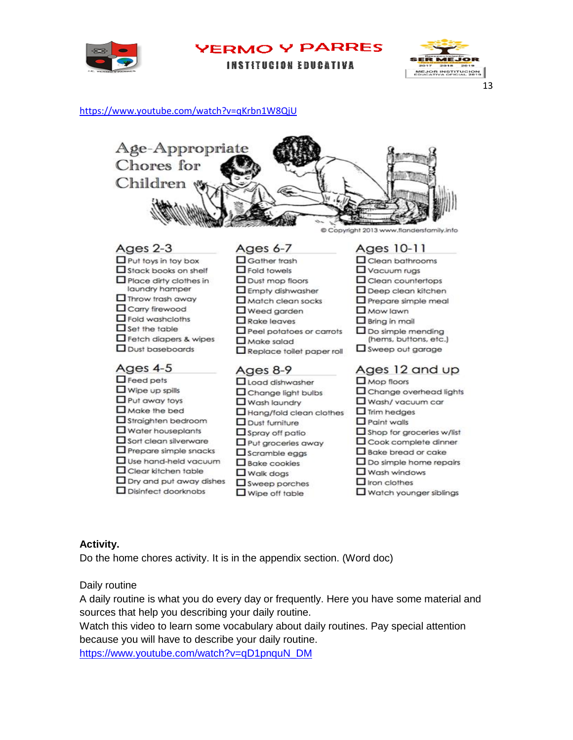https://www.youtube.com/watch?v=qKrbn1W8QjU

# Age-Appropriate Chores for Children

© Copyright 2013 www.flandersfamily.info

## Ages 2-3

- ☐ Put toys in toy box
- ☐ Stack books on shelf
- ☐ Place dirty clothes in laundry hamper
- ☐ Throw trash away
- ☐ Carry firewood
- ☐ Fold washcloths
- ☐ Set the table
- ☐ Fetch diapers & wipes
- ☐ Dust baseboards

## Ages 4-5

- ☐ Feed pets
- ☐ Wipe up spills
- ☐ Put away toys
- ☐ Make the bed
- ☐ Straighten bedroom
- ☐ Water houseplants
- ☐ Sort clean silverware
- ☐ Prepare simple snacks
- ☐ Use hand-held vacuum
- ☐ Clear kitchen table
- ☐ Dry and put away dishes
- ☐ Disinfect doorknobs

## Ages 6-7

- ☐ Gather trash
- ☐ Fold towels
- ☐ Dust mop floors
- ☐ Empty dishwasher
- ☐ Match clean socks
- ☐ Weed garden
- ☐ Rake leaves
- ☐ Peel potatoes or carrots
- ☐ Make salad
- ☐ Replace toilet paper roll

## Ages 8-9

- ☐ Load dishwasher
- ☐ Change light bulbs
- ☐ Wash laundry
- ☐ Hang/fold clean clothes
- ☐ Dust furniture
- ☐ Spray off patio
- ☐ Put groceries away
- ☐ Scramble eggs
- ☐ Bake cookies
- ☐ Walk dogs
- ☐ Sweep porches
- ☐ Wipe off table

## Ages 10-11

- ☐ Clean bathrooms
- ☐ Vacuum rugs
- ☐ Clean countertops
- ☐ Deep clean kitchen
- ☐ Prepare simple meal
- ☐ Mow lawn
- ☐ Bring in mail
- ☐ Do simple mending (hems, buttons, etc.)
- ☐ Sweep out garage

## Ages 12 and up

- ☐ Mop floors
- ☐ Change overhead lights
- ☐ Wash/ vacuum car
- ☐ Trim hedges
- ☐ Paint walls
- ☐ Shop for groceries w/list
- ☐ Cook complete dinner
- ☐ Bake bread or cake
- ☐ Do simple home repairs
- ☐ Wash windows
- ☐ Iron clothes
- ☐ Watch younger siblings

**Activity.**

Do the home chores activity. It is in the appendix section. (Word doc)

Daily routine

A daily routine is what you do every day or frequently. Here you have some material and sources that help you describing your daily routine.

Watch this video to learn some vocabulary about daily routines. Pay special attention because you will have to describe your daily routine.

https://www.youtube.com/watch?v=qD1pnquN_DM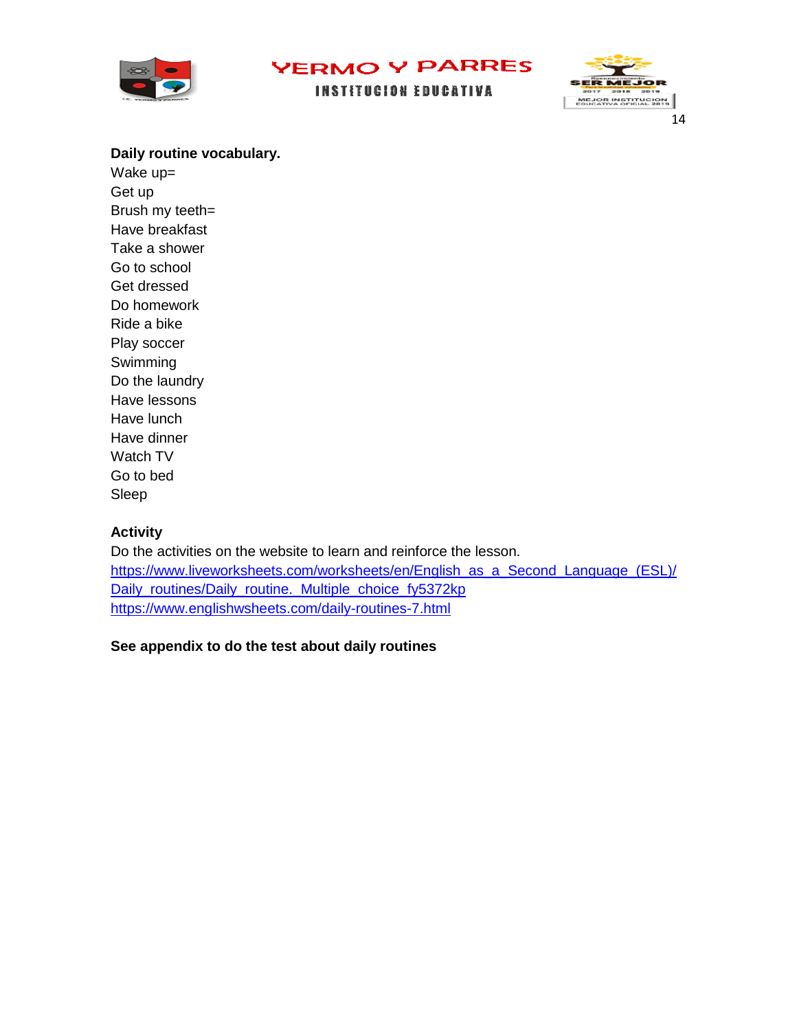**Daily routine vocabulary.**

Wake up=
Get up
Brush my teeth=
Have breakfast
Take a shower
Go to school
Get dressed
Do homework
Ride a bike
Play soccer
Swimming
Do the laundry
Have lessons
Have lunch
Have dinner
Watch TV
Go to bed
Sleep

**Activity**

Do the activities on the website to learn and reinforce the lesson.
https://www.liveworksheets.com/worksheets/en/English_as_a_Second_Language_(ESL)/Daily_routines/Daily_routine._Multiple_choice_fy5372kp
https://www.englishwsheets.com/daily-routines-7.html

**See appendix to do the test about daily routines**